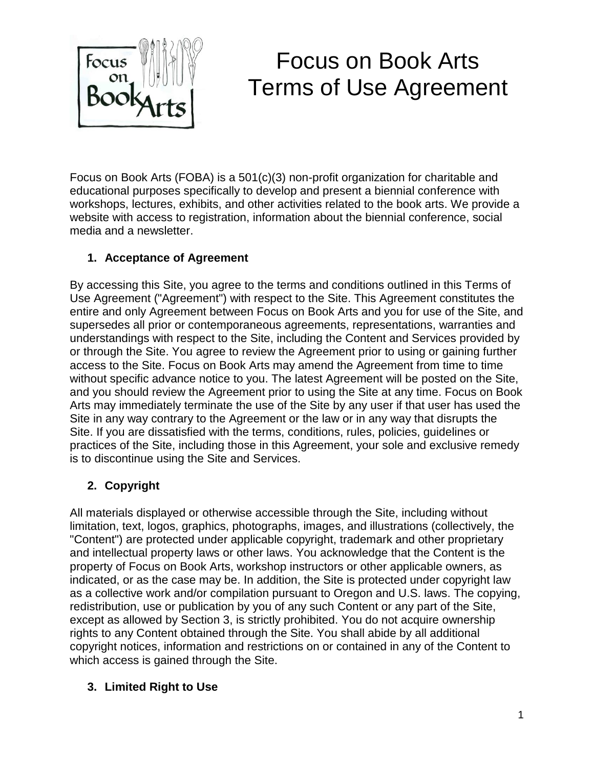# Focus on Book Arts
# Terms of Use Agreement

Focus on Book Arts (FOBA) is a 501(c)(3) non-profit organization for charitable and educational purposes specifically to develop and present a biennial conference with workshops, lectures, exhibits, and other activities related to the book arts. We provide a website with access to registration, information about the biennial conference, social media and a newsletter.

## 1. Acceptance of Agreement

By accessing this Site, you agree to the terms and conditions outlined in this Terms of Use Agreement ("Agreement") with respect to the Site. This Agreement constitutes the entire and only Agreement between Focus on Book Arts and you for use of the Site, and supersedes all prior or contemporaneous agreements, representations, warranties and understandings with respect to the Site, including the Content and Services provided by or through the Site. You agree to review the Agreement prior to using or gaining further access to the Site. Focus on Book Arts may amend the Agreement from time to time without specific advance notice to you. The latest Agreement will be posted on the Site, and you should review the Agreement prior to using the Site at any time. Focus on Book Arts may immediately terminate the use of the Site by any user if that user has used the Site in any way contrary to the Agreement or the law or in any way that disrupts the Site. If you are dissatisfied with the terms, conditions, rules, policies, guidelines or practices of the Site, including those in this Agreement, your sole and exclusive remedy is to discontinue using the Site and Services.

## 2. Copyright

All materials displayed or otherwise accessible through the Site, including without limitation, text, logos, graphics, photographs, images, and illustrations (collectively, the "Content") are protected under applicable copyright, trademark and other proprietary and intellectual property laws or other laws. You acknowledge that the Content is the property of Focus on Book Arts, workshop instructors or other applicable owners, as indicated, or as the case may be. In addition, the Site is protected under copyright law as a collective work and/or compilation pursuant to Oregon and U.S. laws. The copying, redistribution, use or publication by you of any such Content or any part of the Site, except as allowed by Section 3, is strictly prohibited. You do not acquire ownership rights to any Content obtained through the Site. You shall abide by all additional copyright notices, information and restrictions on or contained in any of the Content to which access is gained through the Site.

## 3. Limited Right to Use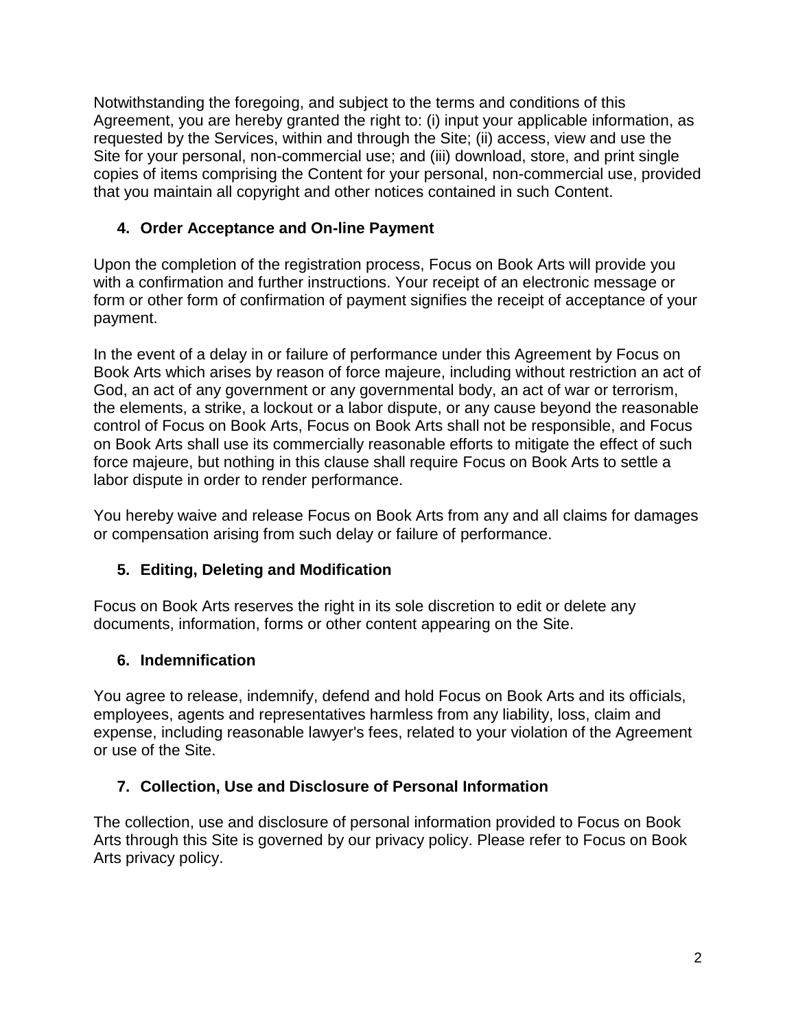Notwithstanding the foregoing, and subject to the terms and conditions of this Agreement, you are hereby granted the right to: (i) input your applicable information, as requested by the Services, within and through the Site; (ii) access, view and use the Site for your personal, non-commercial use; and (iii) download, store, and print single copies of items comprising the Content for your personal, non-commercial use, provided that you maintain all copyright and other notices contained in such Content.

## 4. Order Acceptance and On-line Payment

Upon the completion of the registration process, Focus on Book Arts will provide you with a confirmation and further instructions. Your receipt of an electronic message or form or other form of confirmation of payment signifies the receipt of acceptance of your payment.

In the event of a delay in or failure of performance under this Agreement by Focus on Book Arts which arises by reason of force majeure, including without restriction an act of God, an act of any government or any governmental body, an act of war or terrorism, the elements, a strike, a lockout or a labor dispute, or any cause beyond the reasonable control of Focus on Book Arts, Focus on Book Arts shall not be responsible, and Focus on Book Arts shall use its commercially reasonable efforts to mitigate the effect of such force majeure, but nothing in this clause shall require Focus on Book Arts to settle a labor dispute in order to render performance.

You hereby waive and release Focus on Book Arts from any and all claims for damages or compensation arising from such delay or failure of performance.

## 5. Editing, Deleting and Modification

Focus on Book Arts reserves the right in its sole discretion to edit or delete any documents, information, forms or other content appearing on the Site.

## 6. Indemnification

You agree to release, indemnify, defend and hold Focus on Book Arts and its officials, employees, agents and representatives harmless from any liability, loss, claim and expense, including reasonable lawyer's fees, related to your violation of the Agreement or use of the Site.

## 7. Collection, Use and Disclosure of Personal Information

The collection, use and disclosure of personal information provided to Focus on Book Arts through this Site is governed by our privacy policy. Please refer to Focus on Book Arts privacy policy.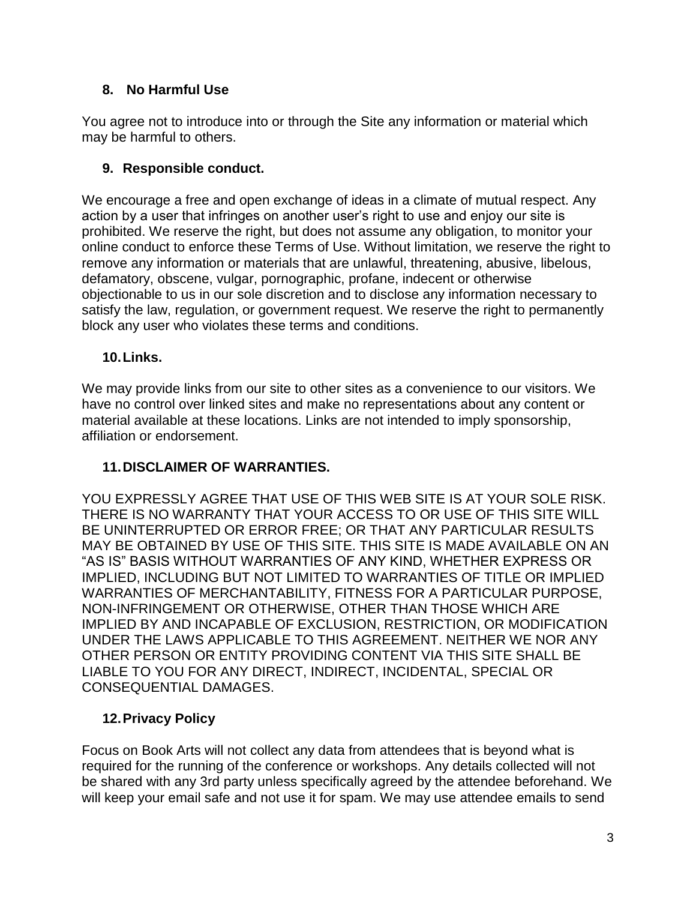### 8. No Harmful Use

You agree not to introduce into or through the Site any information or material which may be harmful to others.

### 9. Responsible conduct.

We encourage a free and open exchange of ideas in a climate of mutual respect. Any action by a user that infringes on another user's right to use and enjoy our site is prohibited. We reserve the right, but does not assume any obligation, to monitor your online conduct to enforce these Terms of Use. Without limitation, we reserve the right to remove any information or materials that are unlawful, threatening, abusive, libelous, defamatory, obscene, vulgar, pornographic, profane, indecent or otherwise objectionable to us in our sole discretion and to disclose any information necessary to satisfy the law, regulation, or government request. We reserve the right to permanently block any user who violates these terms and conditions.

### 10. Links.

We may provide links from our site to other sites as a convenience to our visitors. We have no control over linked sites and make no representations about any content or material available at these locations. Links are not intended to imply sponsorship, affiliation or endorsement.

### 11. DISCLAIMER OF WARRANTIES.

YOU EXPRESSLY AGREE THAT USE OF THIS WEB SITE IS AT YOUR SOLE RISK. THERE IS NO WARRANTY THAT YOUR ACCESS TO OR USE OF THIS SITE WILL BE UNINTERRUPTED OR ERROR FREE; OR THAT ANY PARTICULAR RESULTS MAY BE OBTAINED BY USE OF THIS SITE. THIS SITE IS MADE AVAILABLE ON AN "AS IS" BASIS WITHOUT WARRANTIES OF ANY KIND, WHETHER EXPRESS OR IMPLIED, INCLUDING BUT NOT LIMITED TO WARRANTIES OF TITLE OR IMPLIED WARRANTIES OF MERCHANTABILITY, FITNESS FOR A PARTICULAR PURPOSE, NON-INFRINGEMENT OR OTHERWISE, OTHER THAN THOSE WHICH ARE IMPLIED BY AND INCAPABLE OF EXCLUSION, RESTRICTION, OR MODIFICATION UNDER THE LAWS APPLICABLE TO THIS AGREEMENT. NEITHER WE NOR ANY OTHER PERSON OR ENTITY PROVIDING CONTENT VIA THIS SITE SHALL BE LIABLE TO YOU FOR ANY DIRECT, INDIRECT, INCIDENTAL, SPECIAL OR CONSEQUENTIAL DAMAGES.

### 12. Privacy Policy

Focus on Book Arts will not collect any data from attendees that is beyond what is required for the running of the conference or workshops. Any details collected will not be shared with any 3rd party unless specifically agreed by the attendee beforehand. We will keep your email safe and not use it for spam. We may use attendee emails to send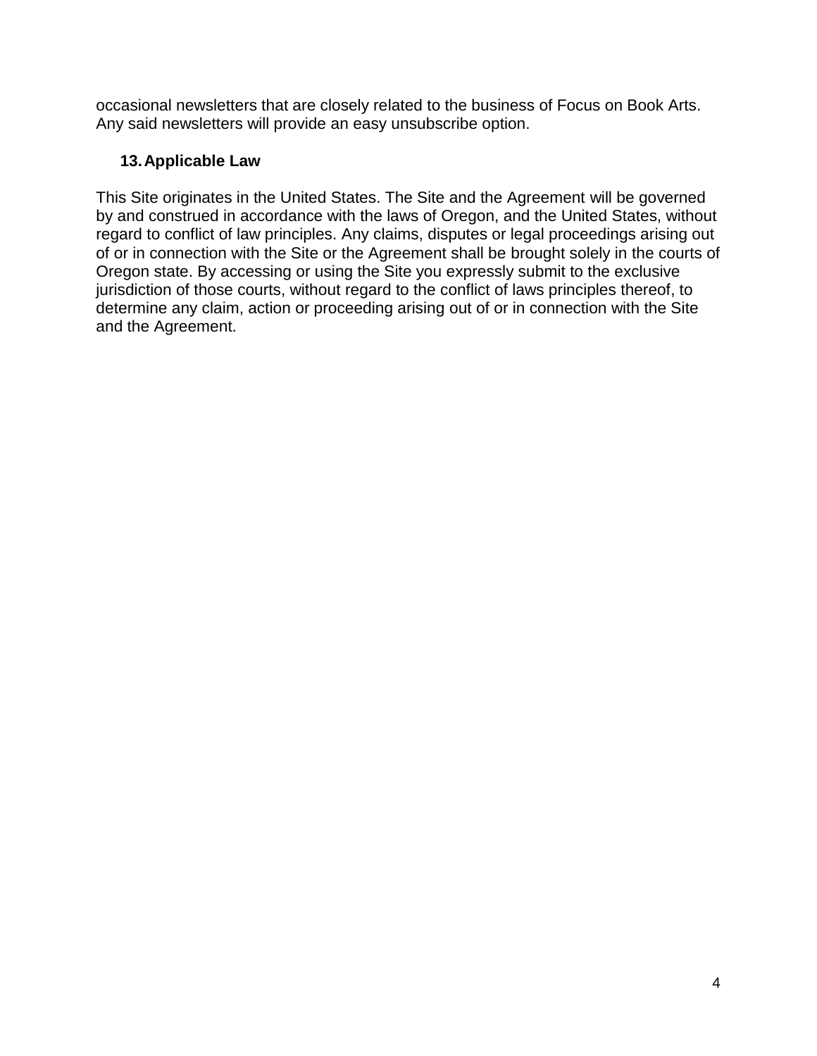occasional newsletters that are closely related to the business of Focus on Book Arts. Any said newsletters will provide an easy unsubscribe option.

## 13. Applicable Law

This Site originates in the United States. The Site and the Agreement will be governed by and construed in accordance with the laws of Oregon, and the United States, without regard to conflict of law principles. Any claims, disputes or legal proceedings arising out of or in connection with the Site or the Agreement shall be brought solely in the courts of Oregon state. By accessing or using the Site you expressly submit to the exclusive jurisdiction of those courts, without regard to the conflict of laws principles thereof, to determine any claim, action or proceeding arising out of or in connection with the Site and the Agreement.